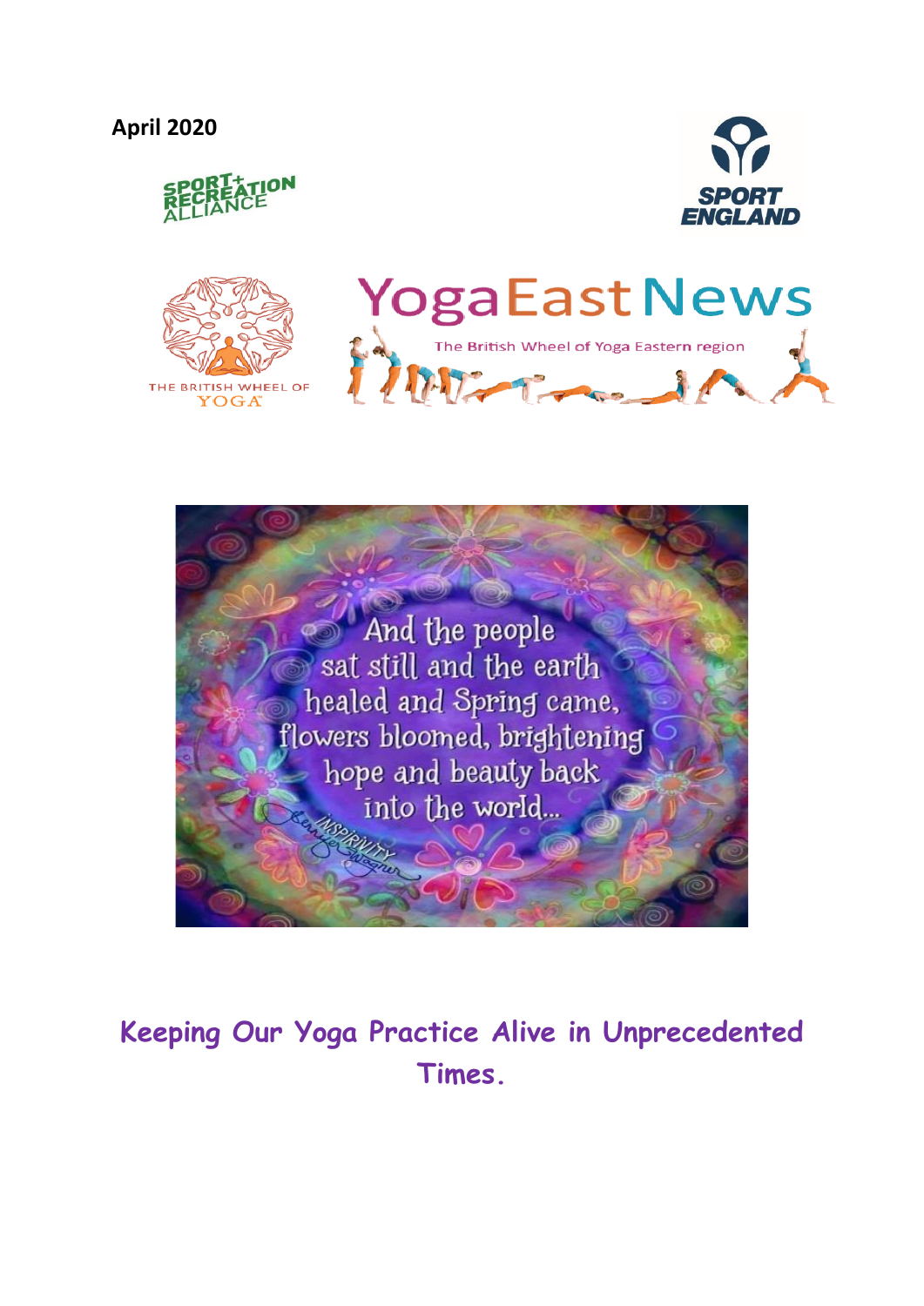April 2020

# YogaEast News

The British Wheel of Yoga Eastern region

And the people sat still and the earth healed and Spring came, flowers bloomed, brightening hope and beauty back into the world...

## Keeping Our Yoga Practice Alive in Unprecedented Times.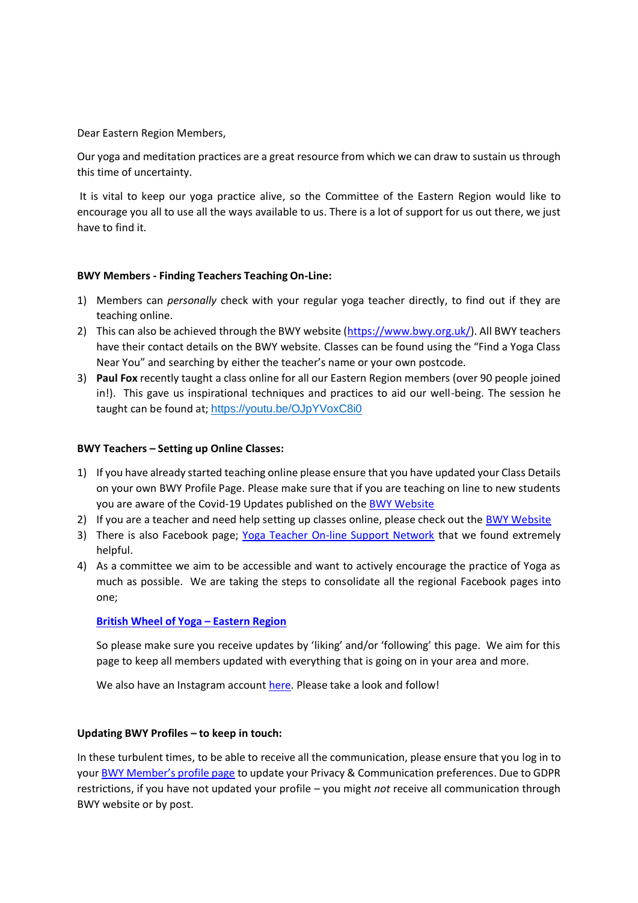Dear Eastern Region Members,

Our yoga and meditation practices are a great resource from which we can draw to sustain us through this time of uncertainty.

It is vital to keep our yoga practice alive, so the Committee of the Eastern Region would like to encourage you all to use all the ways available to us. There is a lot of support for us out there, we just have to find it.

**BWY Members - Finding Teachers Teaching On-Line:**

1) Members can *personally* check with your regular yoga teacher directly, to find out if they are teaching online.
2) This can also be achieved through the BWY website (https://www.bwy.org.uk/). All BWY teachers have their contact details on the BWY website. Classes can be found using the "Find a Yoga Class Near You" and searching by either the teacher's name or your own postcode.
3) **Paul Fox** recently taught a class online for all our Eastern Region members (over 90 people joined in!). This gave us inspirational techniques and practices to aid our well-being. The session he taught can be found at; https://youtu.be/OJpYVoxC8i0

**BWY Teachers – Setting up Online Classes:**

1) If you have already started teaching online please ensure that you have updated your Class Details on your own BWY Profile Page. Please make sure that if you are teaching on line to new students you are aware of the Covid-19 Updates published on the BWY Website
2) If you are a teacher and need help setting up classes online, please check out the BWY Website
3) There is also Facebook page; Yoga Teacher On-line Support Network that we found extremely helpful.
4) As a committee we aim to be accessible and want to actively encourage the practice of Yoga as much as possible. We are taking the steps to consolidate all the regional Facebook pages into one;

   **British Wheel of Yoga – Eastern Region**

   So please make sure you receive updates by 'liking' and/or 'following' this page. We aim for this page to keep all members updated with everything that is going on in your area and more.

   We also have an Instagram account here. Please take a look and follow!

**Updating BWY Profiles – to keep in touch:**

In these turbulent times, to be able to receive all the communication, please ensure that you log in to your BWY Member's profile page to update your Privacy & Communication preferences. Due to GDPR restrictions, if you have not updated your profile – you might *not* receive all communication through BWY website or by post.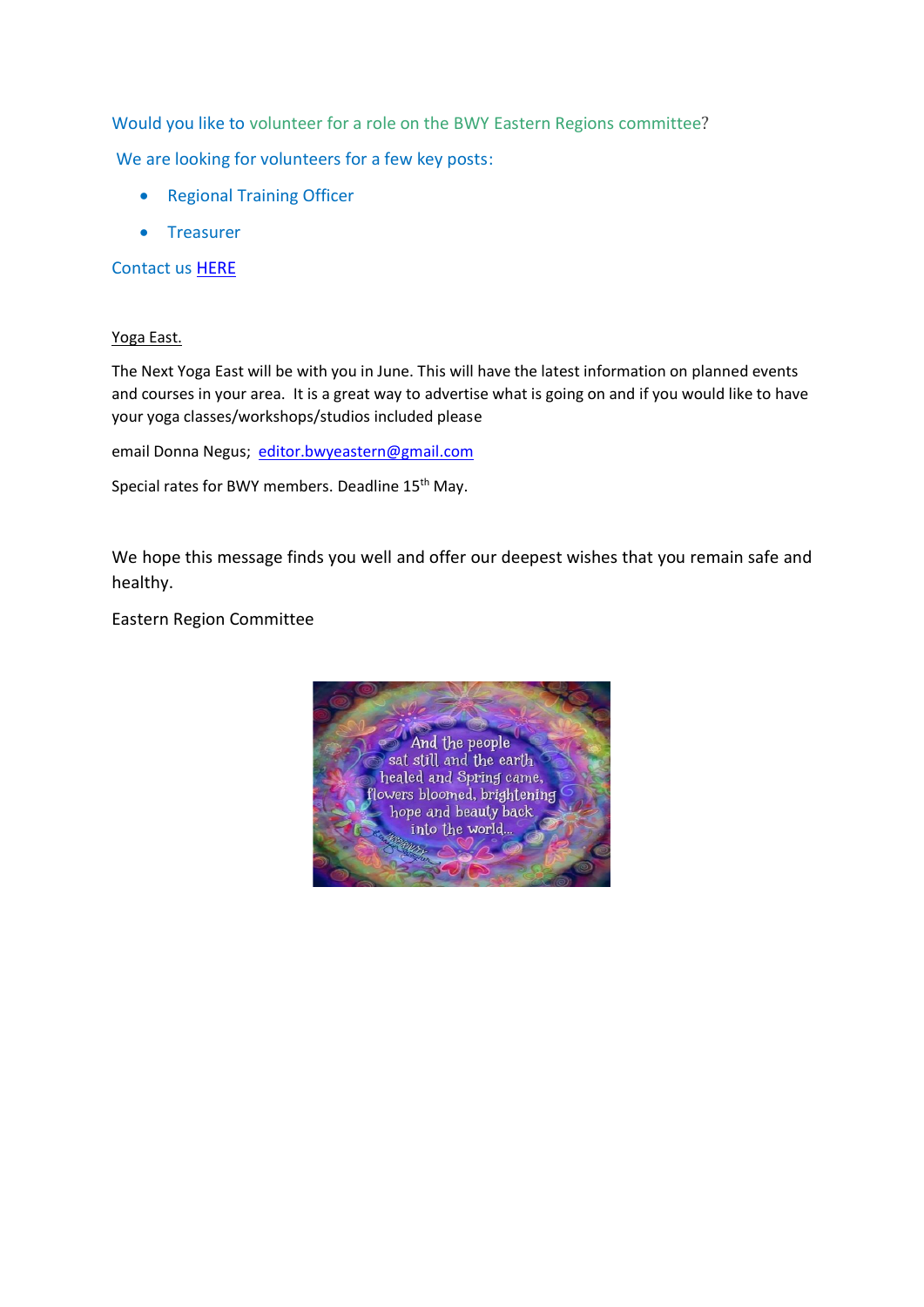Would you like to volunteer for a role on the BWY Eastern Regions committee?

We are looking for volunteers for a few key posts:

- Regional Training Officer
- Treasurer

Contact us HERE

Yoga East.

The Next Yoga East will be with you in June. This will have the latest information on planned events and courses in your area. It is a great way to advertise what is going on and if you would like to have your yoga classes/workshops/studios included please

email Donna Negus; editor.bwyeastern@gmail.com

Special rates for BWY members. Deadline 15th May.

We hope this message finds you well and offer our deepest wishes that you remain safe and healthy.

Eastern Region Committee